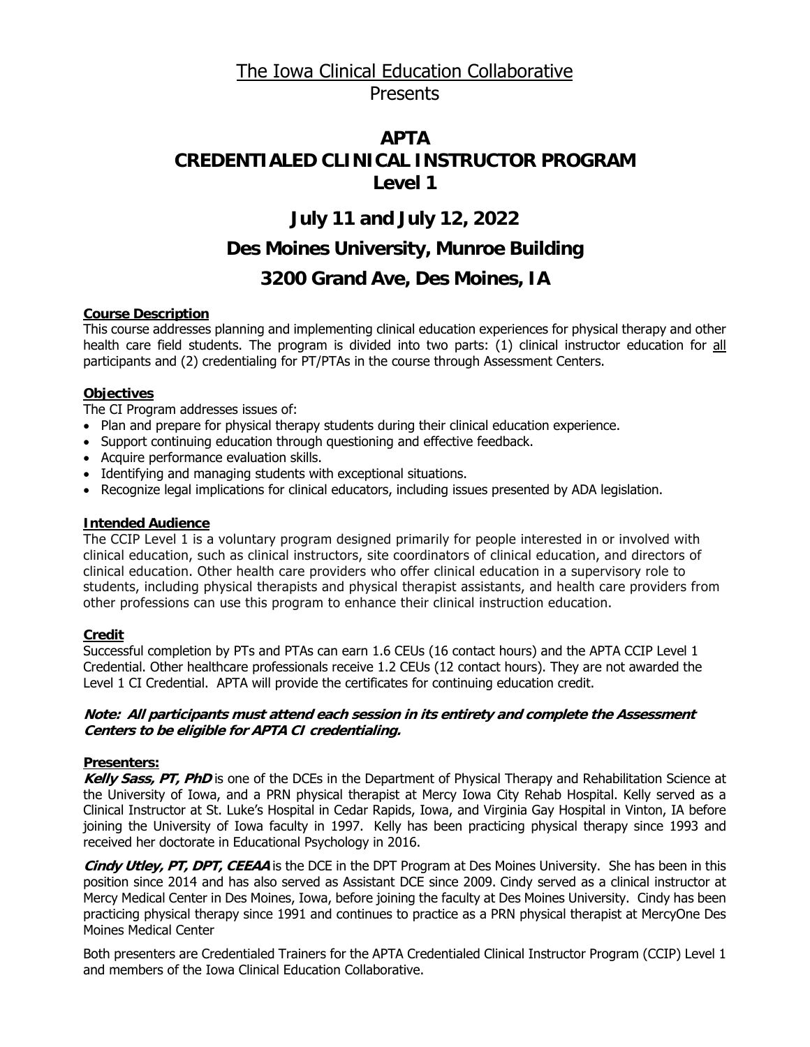# The Iowa Clinical Education Collaborative

Presents

# APTA
# CREDENTIALED CLINICAL INSTRUCTOR PROGRAM
# Level 1

## July 11 and July 12, 2022

## Des Moines University, Munroe Building

## 3200 Grand Ave, Des Moines, IA

**Course Description**

This course addresses planning and implementing clinical education experiences for physical therapy and other health care field students. The program is divided into two parts: (1) clinical instructor education for all participants and (2) credentialing for PT/PTAs in the course through Assessment Centers.

**Objectives**

The CI Program addresses issues of:

- Plan and prepare for physical therapy students during their clinical education experience.
- Support continuing education through questioning and effective feedback.
- Acquire performance evaluation skills.
- Identifying and managing students with exceptional situations.
- Recognize legal implications for clinical educators, including issues presented by ADA legislation.

**Intended Audience**

The CCIP Level 1 is a voluntary program designed primarily for people interested in or involved with clinical education, such as clinical instructors, site coordinators of clinical education, and directors of clinical education. Other health care providers who offer clinical education in a supervisory role to students, including physical therapists and physical therapist assistants, and health care providers from other professions can use this program to enhance their clinical instruction education.

**Credit**

Successful completion by PTs and PTAs can earn 1.6 CEUs (16 contact hours) and the APTA CCIP Level 1 Credential. Other healthcare professionals receive 1.2 CEUs (12 contact hours). They are not awarded the Level 1 CI Credential. APTA will provide the certificates for continuing education credit.

***Note: All participants must attend each session in its entirety and complete the Assessment Centers to be eligible for APTA CI credentialing.***

**Presenters:**

***Kelly Sass, PT, PhD*** is one of the DCEs in the Department of Physical Therapy and Rehabilitation Science at the University of Iowa, and a PRN physical therapist at Mercy Iowa City Rehab Hospital. Kelly served as a Clinical Instructor at St. Luke's Hospital in Cedar Rapids, Iowa, and Virginia Gay Hospital in Vinton, IA before joining the University of Iowa faculty in 1997. Kelly has been practicing physical therapy since 1993 and received her doctorate in Educational Psychology in 2016.

***Cindy Utley, PT, DPT, CEEAA*** is the DCE in the DPT Program at Des Moines University. She has been in this position since 2014 and has also served as Assistant DCE since 2009. Cindy served as a clinical instructor at Mercy Medical Center in Des Moines, Iowa, before joining the faculty at Des Moines University. Cindy has been practicing physical therapy since 1991 and continues to practice as a PRN physical therapist at MercyOne Des Moines Medical Center

Both presenters are Credentialed Trainers for the APTA Credentialed Clinical Instructor Program (CCIP) Level 1 and members of the Iowa Clinical Education Collaborative.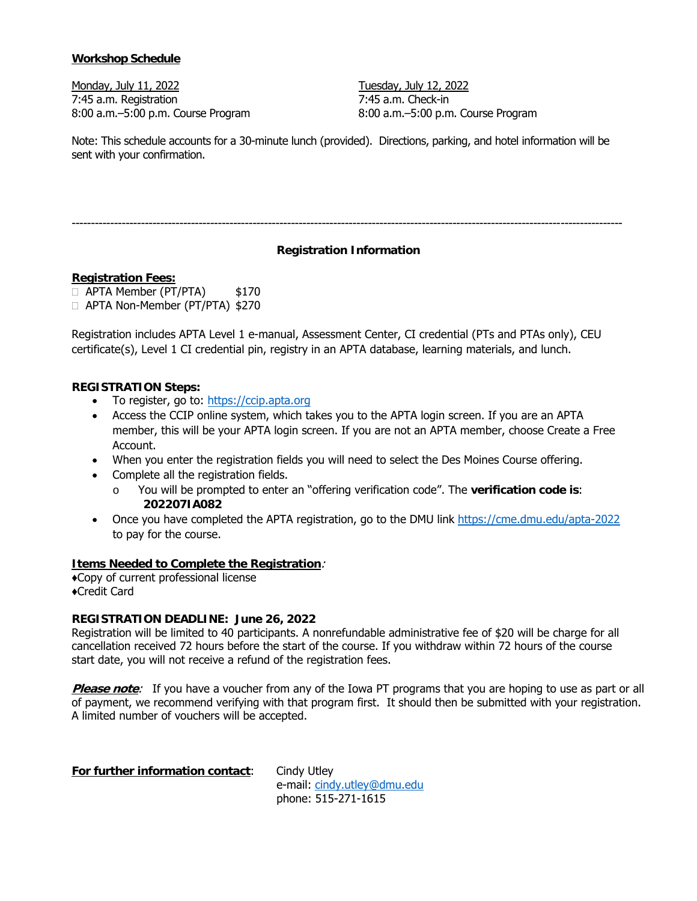**Workshop Schedule**

Monday, July 11, 2022
7:45 a.m. Registration
8:00 a.m.–5:00 p.m. Course Program

Tuesday, July 12, 2022
7:45 a.m. Check-in
8:00 a.m.–5:00 p.m. Course Program

Note: This schedule accounts for a 30-minute lunch (provided). Directions, parking, and hotel information will be sent with your confirmation.

---

## Registration Information

**Registration Fees:**

- ☐ APTA Member (PT/PTA) $170
- ☐ APTA Non-Member (PT/PTA) $270

Registration includes APTA Level 1 e-manual, Assessment Center, CI credential (PTs and PTAs only), CEU certificate(s), Level 1 CI credential pin, registry in an APTA database, learning materials, and lunch.

**REGISTRATION Steps:**

- To register, go to: https://ccip.apta.org
- Access the CCIP online system, which takes you to the APTA login screen. If you are an APTA member, this will be your APTA login screen. If you are not an APTA member, choose Create a Free Account.
- When you enter the registration fields you will need to select the Des Moines Course offering.
- Complete all the registration fields.
  - You will be prompted to enter an "offering verification code". The **verification code is**: **202207IA082**
- Once you have completed the APTA registration, go to the DMU link https://cme.dmu.edu/apta-2022 to pay for the course.

**Items Needed to Complete the Registration**:

♦Copy of current professional license
♦Credit Card

**REGISTRATION DEADLINE: June 26, 2022**

Registration will be limited to 40 participants. A nonrefundable administrative fee of $20 will be charge for all cancellation received 72 hours before the start of the course. If you withdraw within 72 hours of the course start date, you will not receive a refund of the registration fees.

***Please note***: If you have a voucher from any of the Iowa PT programs that you are hoping to use as part or all of payment, we recommend verifying with that program first. It should then be submitted with your registration. A limited number of vouchers will be accepted.

**For further information contact**: Cindy Utley
e-mail: cindy.utley@dmu.edu
phone: 515-271-1615